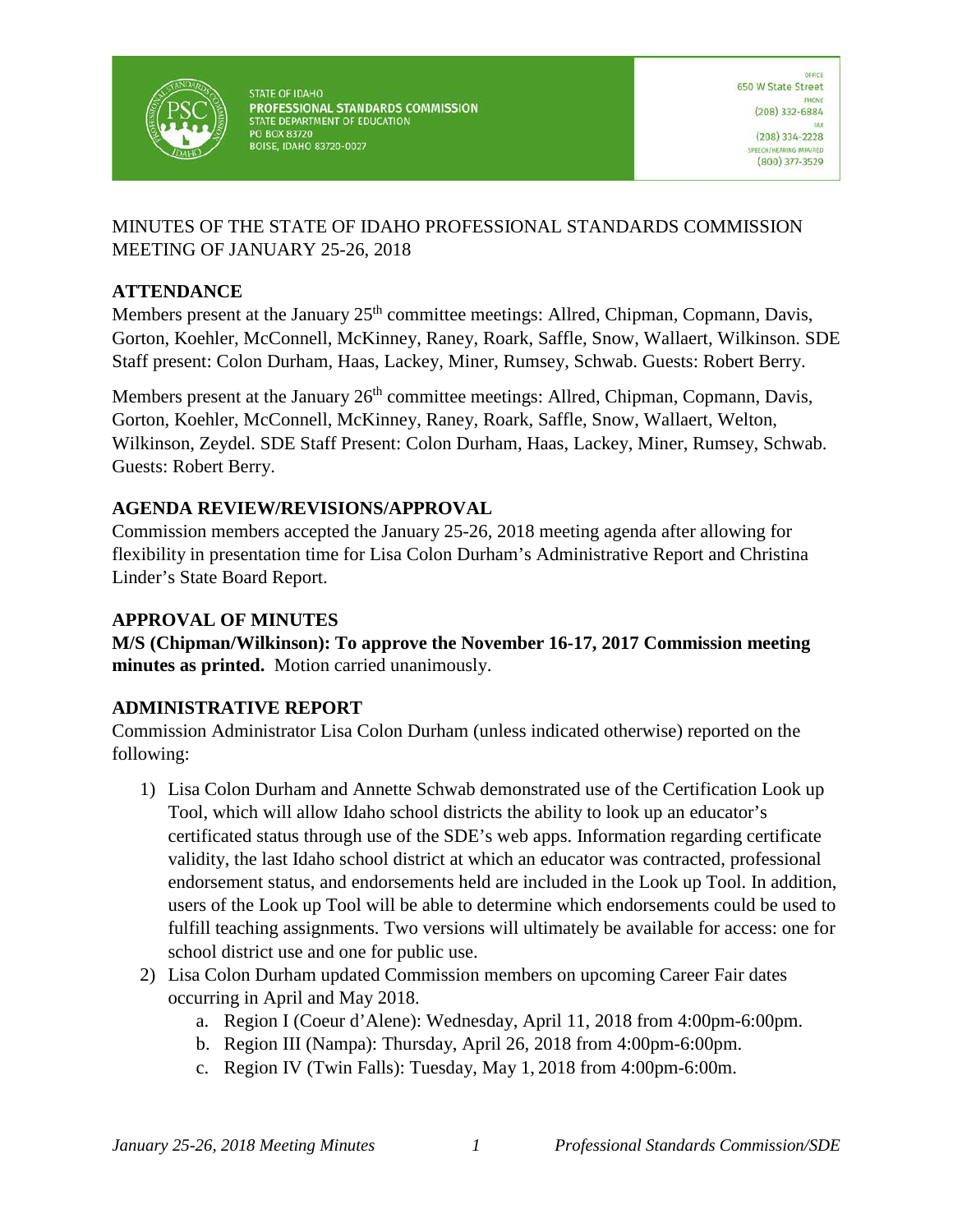STATE OF IDAHO
**PROFESSIONAL STANDARDS COMMISSION**
STATE DEPARTMENT OF EDUCATION
PO BOX 83720
BOISE, IDAHO 83720-0027

OFFICE
650 W State Street
PHONE
(208) 332-6884
FAX
(208) 334-2228
SPEECH/HEARING IMPAIRED
(800) 377-3529

MINUTES OF THE STATE OF IDAHO PROFESSIONAL STANDARDS COMMISSION MEETING OF JANUARY 25-26, 2018

## ATTENDANCE

Members present at the January 25th committee meetings: Allred, Chipman, Copmann, Davis, Gorton, Koehler, McConnell, McKinney, Raney, Roark, Saffle, Snow, Wallaert, Wilkinson. SDE Staff present: Colon Durham, Haas, Lackey, Miner, Rumsey, Schwab. Guests: Robert Berry.

Members present at the January 26th committee meetings: Allred, Chipman, Copmann, Davis, Gorton, Koehler, McConnell, McKinney, Raney, Roark, Saffle, Snow, Wallaert, Welton, Wilkinson, Zeydel. SDE Staff Present: Colon Durham, Haas, Lackey, Miner, Rumsey, Schwab. Guests: Robert Berry.

## AGENDA REVIEW/REVISIONS/APPROVAL

Commission members accepted the January 25-26, 2018 meeting agenda after allowing for flexibility in presentation time for Lisa Colon Durham's Administrative Report and Christina Linder's State Board Report.

## APPROVAL OF MINUTES

**M/S (Chipman/Wilkinson): To approve the November 16-17, 2017 Commission meeting minutes as printed.** Motion carried unanimously.

## ADMINISTRATIVE REPORT

Commission Administrator Lisa Colon Durham (unless indicated otherwise) reported on the following:

1) Lisa Colon Durham and Annette Schwab demonstrated use of the Certification Look up Tool, which will allow Idaho school districts the ability to look up an educator's certificated status through use of the SDE's web apps. Information regarding certificate validity, the last Idaho school district at which an educator was contracted, professional endorsement status, and endorsements held are included in the Look up Tool. In addition, users of the Look up Tool will be able to determine which endorsements could be used to fulfill teaching assignments. Two versions will ultimately be available for access: one for school district use and one for public use.
2) Lisa Colon Durham updated Commission members on upcoming Career Fair dates occurring in April and May 2018.
    a. Region I (Coeur d'Alene): Wednesday, April 11, 2018 from 4:00pm-6:00pm.
    b. Region III (Nampa): Thursday, April 26, 2018 from 4:00pm-6:00pm.
    c. Region IV (Twin Falls): Tuesday, May 1, 2018 from 4:00pm-6:00m.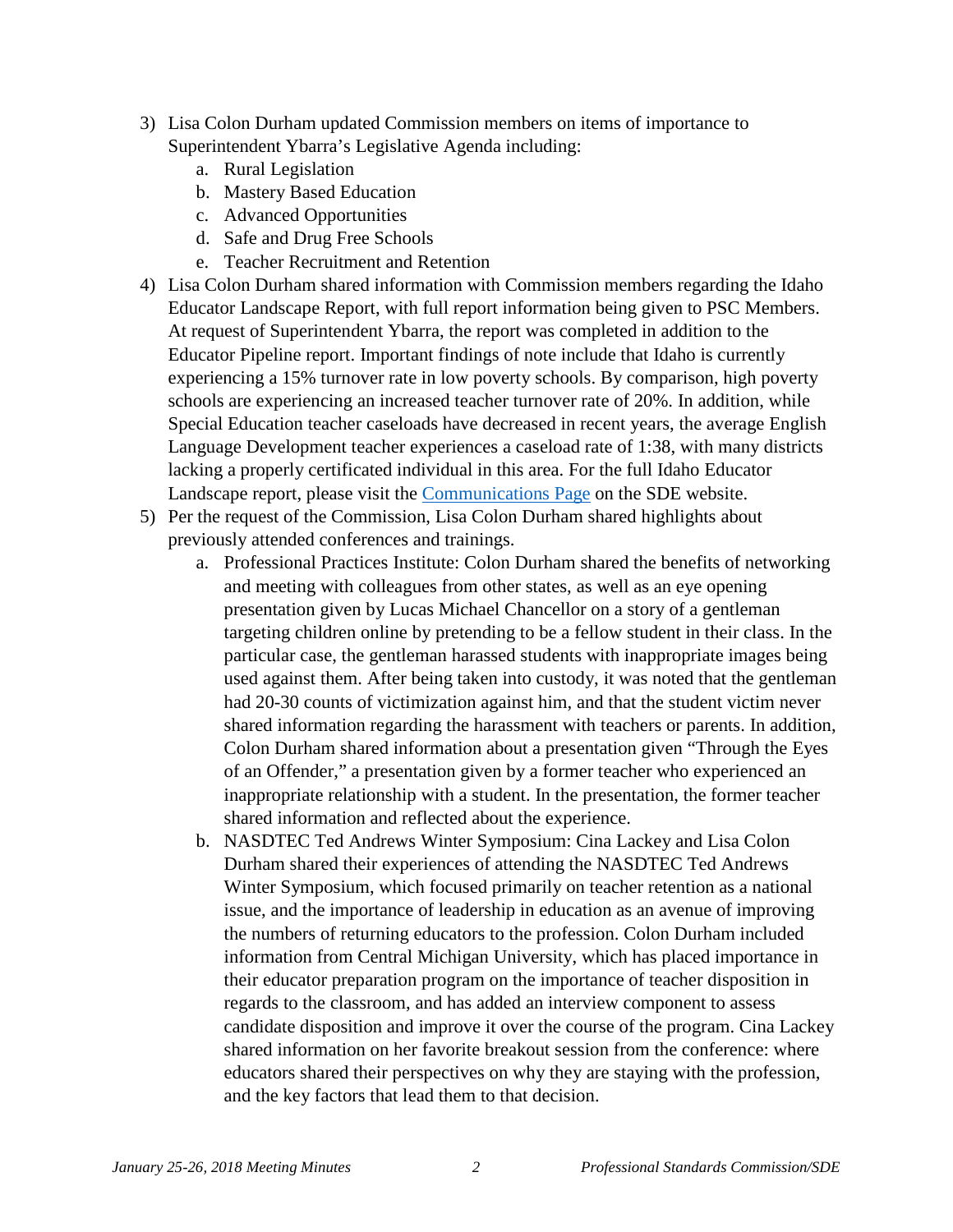3) Lisa Colon Durham updated Commission members on items of importance to Superintendent Ybarra's Legislative Agenda including:
    a. Rural Legislation
    b. Mastery Based Education
    c. Advanced Opportunities
    d. Safe and Drug Free Schools
    e. Teacher Recruitment and Retention
4) Lisa Colon Durham shared information with Commission members regarding the Idaho Educator Landscape Report, with full report information being given to PSC Members. At request of Superintendent Ybarra, the report was completed in addition to the Educator Pipeline report. Important findings of note include that Idaho is currently experiencing a 15% turnover rate in low poverty schools. By comparison, high poverty schools are experiencing an increased teacher turnover rate of 20%. In addition, while Special Education teacher caseloads have decreased in recent years, the average English Language Development teacher experiences a caseload rate of 1:38, with many districts lacking a properly certificated individual in this area. For the full Idaho Educator Landscape report, please visit the Communications Page on the SDE website.
5) Per the request of the Commission, Lisa Colon Durham shared highlights about previously attended conferences and trainings.
    a. Professional Practices Institute: Colon Durham shared the benefits of networking and meeting with colleagues from other states, as well as an eye opening presentation given by Lucas Michael Chancellor on a story of a gentleman targeting children online by pretending to be a fellow student in their class. In the particular case, the gentleman harassed students with inappropriate images being used against them. After being taken into custody, it was noted that the gentleman had 20-30 counts of victimization against him, and that the student victim never shared information regarding the harassment with teachers or parents. In addition, Colon Durham shared information about a presentation given "Through the Eyes of an Offender," a presentation given by a former teacher who experienced an inappropriate relationship with a student. In the presentation, the former teacher shared information and reflected about the experience.
    b. NASDTEC Ted Andrews Winter Symposium: Cina Lackey and Lisa Colon Durham shared their experiences of attending the NASDTEC Ted Andrews Winter Symposium, which focused primarily on teacher retention as a national issue, and the importance of leadership in education as an avenue of improving the numbers of returning educators to the profession. Colon Durham included information from Central Michigan University, which has placed importance in their educator preparation program on the importance of teacher disposition in regards to the classroom, and has added an interview component to assess candidate disposition and improve it over the course of the program. Cina Lackey shared information on her favorite breakout session from the conference: where educators shared their perspectives on why they are staying with the profession, and the key factors that lead them to that decision.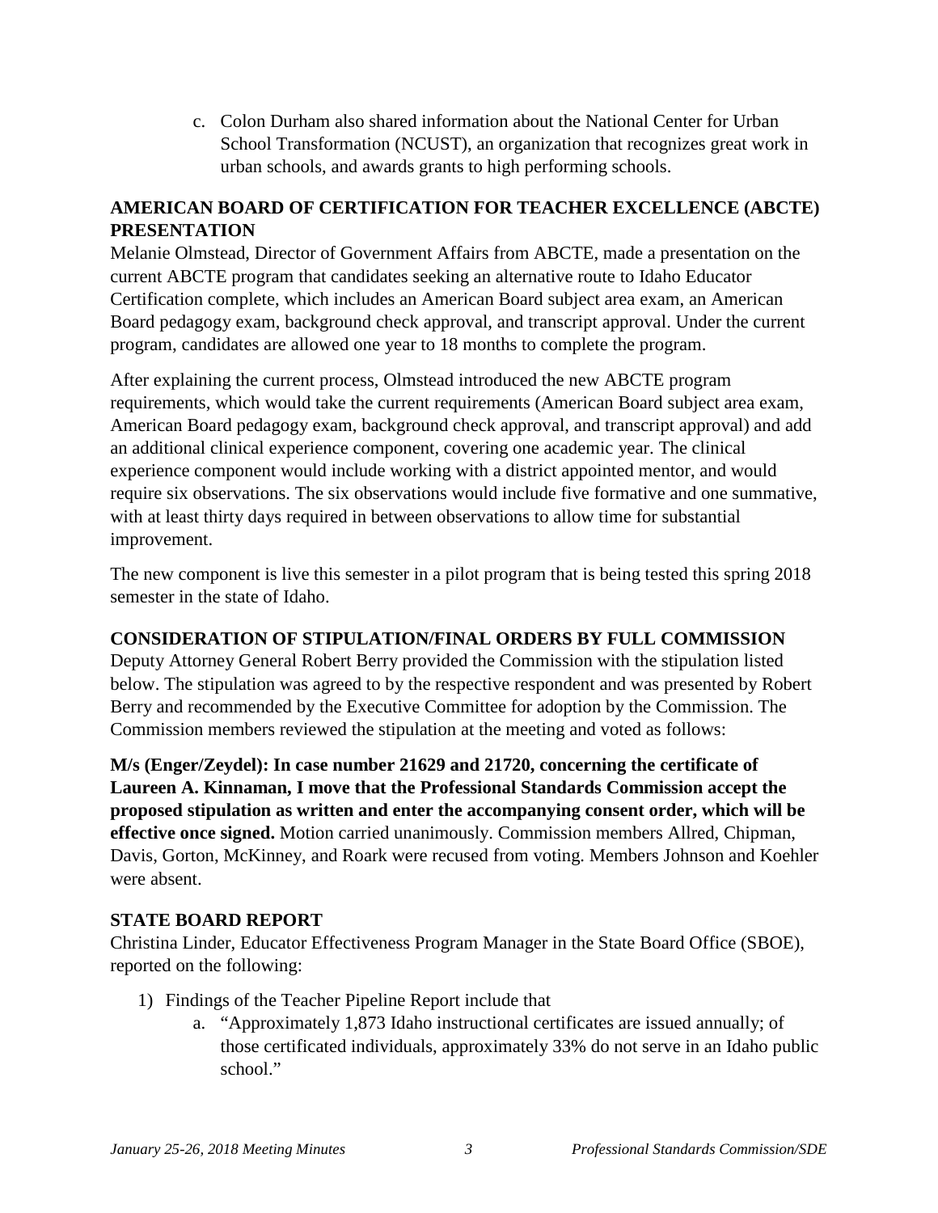c. Colon Durham also shared information about the National Center for Urban School Transformation (NCUST), an organization that recognizes great work in urban schools, and awards grants to high performing schools.

**AMERICAN BOARD OF CERTIFICATION FOR TEACHER EXCELLENCE (ABCTE) PRESENTATION**

Melanie Olmstead, Director of Government Affairs from ABCTE, made a presentation on the current ABCTE program that candidates seeking an alternative route to Idaho Educator Certification complete, which includes an American Board subject area exam, an American Board pedagogy exam, background check approval, and transcript approval. Under the current program, candidates are allowed one year to 18 months to complete the program.

After explaining the current process, Olmstead introduced the new ABCTE program requirements, which would take the current requirements (American Board subject area exam, American Board pedagogy exam, background check approval, and transcript approval) and add an additional clinical experience component, covering one academic year. The clinical experience component would include working with a district appointed mentor, and would require six observations. The six observations would include five formative and one summative, with at least thirty days required in between observations to allow time for substantial improvement.

The new component is live this semester in a pilot program that is being tested this spring 2018 semester in the state of Idaho.

**CONSIDERATION OF STIPULATION/FINAL ORDERS BY FULL COMMISSION**

Deputy Attorney General Robert Berry provided the Commission with the stipulation listed below. The stipulation was agreed to by the respective respondent and was presented by Robert Berry and recommended by the Executive Committee for adoption by the Commission. The Commission members reviewed the stipulation at the meeting and voted as follows:

**M/s (Enger/Zeydel): In case number 21629 and 21720, concerning the certificate of Laureen A. Kinnaman, I move that the Professional Standards Commission accept the proposed stipulation as written and enter the accompanying consent order, which will be effective once signed.** Motion carried unanimously. Commission members Allred, Chipman, Davis, Gorton, McKinney, and Roark were recused from voting. Members Johnson and Koehler were absent.

**STATE BOARD REPORT**

Christina Linder, Educator Effectiveness Program Manager in the State Board Office (SBOE), reported on the following:

1) Findings of the Teacher Pipeline Report include that
    a. "Approximately 1,873 Idaho instructional certificates are issued annually; of those certificated individuals, approximately 33% do not serve in an Idaho public school."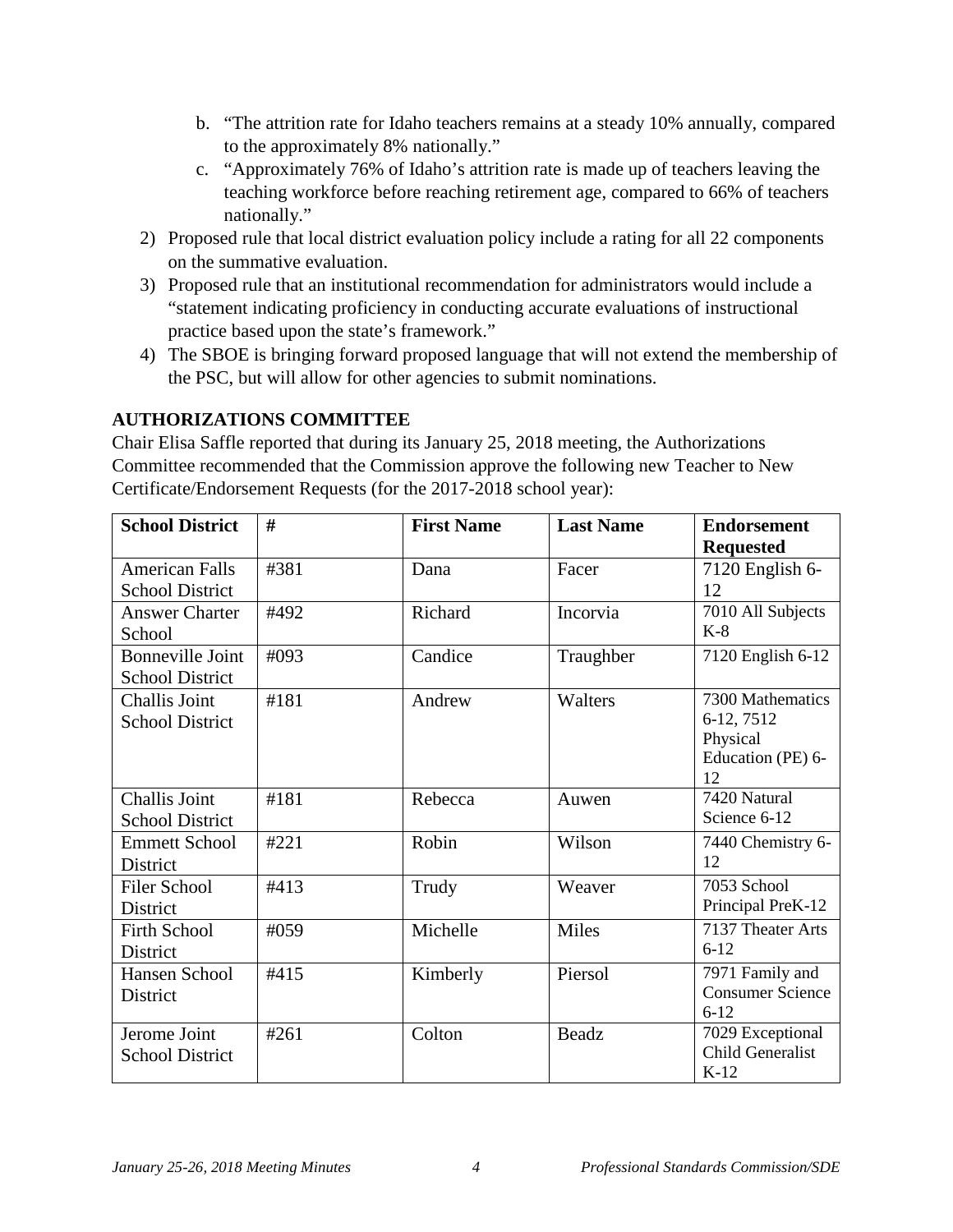b. "The attrition rate for Idaho teachers remains at a steady 10% annually, compared to the approximately 8% nationally."

c. "Approximately 76% of Idaho's attrition rate is made up of teachers leaving the teaching workforce before reaching retirement age, compared to 66% of teachers nationally."

2) Proposed rule that local district evaluation policy include a rating for all 22 components on the summative evaluation.
3) Proposed rule that an institutional recommendation for administrators would include a "statement indicating proficiency in conducting accurate evaluations of instructional practice based upon the state's framework."
4) The SBOE is bringing forward proposed language that will not extend the membership of the PSC, but will allow for other agencies to submit nominations.

**AUTHORIZATIONS COMMITTEE**

Chair Elisa Saffle reported that during its January 25, 2018 meeting, the Authorizations Committee recommended that the Commission approve the following new Teacher to New Certificate/Endorsement Requests (for the 2017-2018 school year):

| School District | # | First Name | Last Name | Endorsement Requested |
|---|---|---|---|---|
| American Falls School District | #381 | Dana | Facer | 7120 English 6-12 |
| Answer Charter School | #492 | Richard | Incorvia | 7010 All Subjects K-8 |
| Bonneville Joint School District | #093 | Candice | Traughber | 7120 English 6-12 |
| Challis Joint School District | #181 | Andrew | Walters | 7300 Mathematics 6-12, 7512 Physical Education (PE) 6-12 |
| Challis Joint School District | #181 | Rebecca | Auwen | 7420 Natural Science 6-12 |
| Emmett School District | #221 | Robin | Wilson | 7440 Chemistry 6-12 |
| Filer School District | #413 | Trudy | Weaver | 7053 School Principal PreK-12 |
| Firth School District | #059 | Michelle | Miles | 7137 Theater Arts 6-12 |
| Hansen School District | #415 | Kimberly | Piersol | 7971 Family and Consumer Science 6-12 |
| Jerome Joint School District | #261 | Colton | Beadz | 7029 Exceptional Child Generalist K-12 |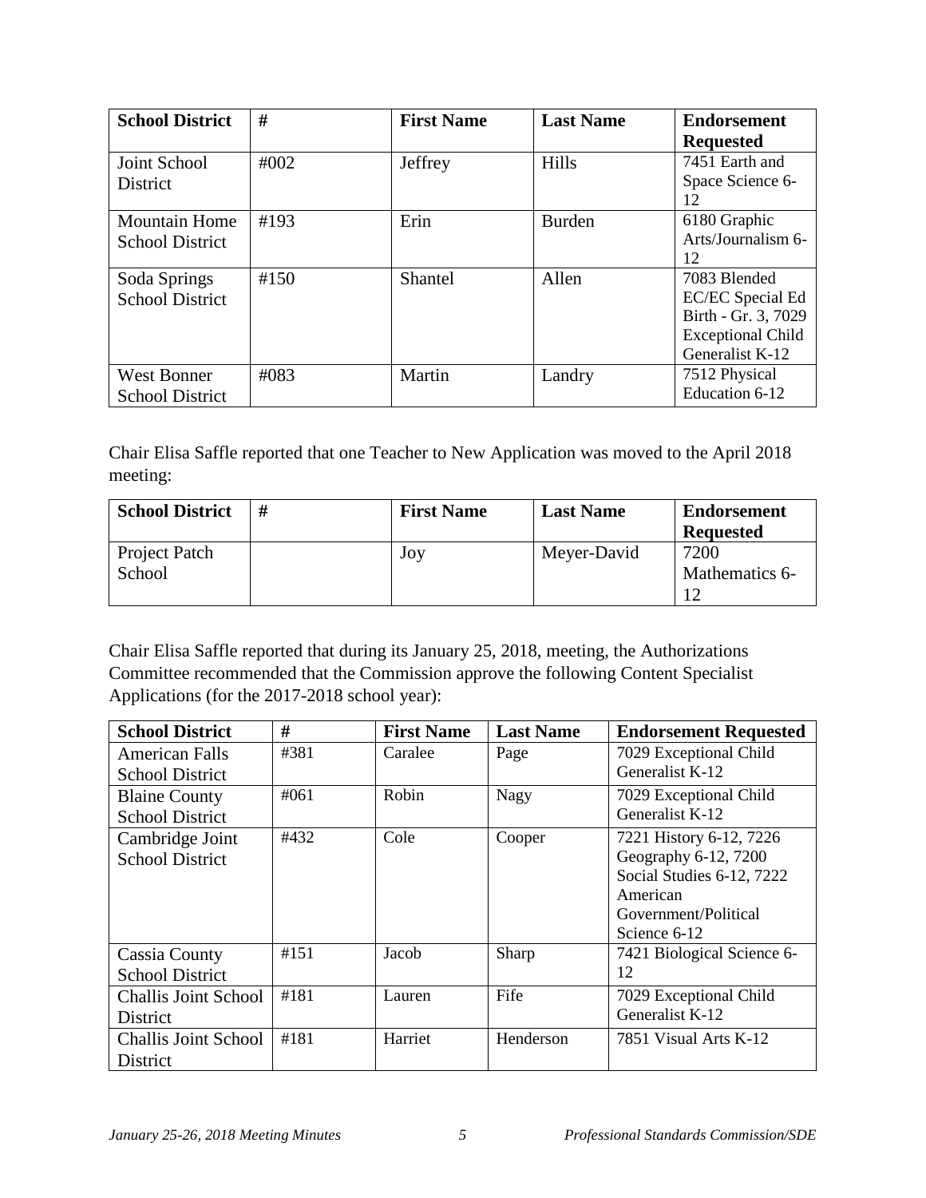| School District | # | First Name | Last Name | Endorsement Requested |
|---|---|---|---|---|
| Joint School District | #002 | Jeffrey | Hills | 7451 Earth and Space Science 6-12 |
| Mountain Home School District | #193 | Erin | Burden | 6180 Graphic Arts/Journalism 6-12 |
| Soda Springs School District | #150 | Shantel | Allen | 7083 Blended EC/EC Special Ed Birth - Gr. 3, 7029 Exceptional Child Generalist K-12 |
| West Bonner School District | #083 | Martin | Landry | 7512 Physical Education 6-12 |

Chair Elisa Saffle reported that one Teacher to New Application was moved to the April 2018 meeting:

| School District | # | First Name | Last Name | Endorsement Requested |
|---|---|---|---|---|
| Project Patch School | | Joy | Meyer-David | 7200 Mathematics 6-12 |

Chair Elisa Saffle reported that during its January 25, 2018, meeting, the Authorizations Committee recommended that the Commission approve the following Content Specialist Applications (for the 2017-2018 school year):

| School District | # | First Name | Last Name | Endorsement Requested |
|---|---|---|---|---|
| American Falls School District | #381 | Caralee | Page | 7029 Exceptional Child Generalist K-12 |
| Blaine County School District | #061 | Robin | Nagy | 7029 Exceptional Child Generalist K-12 |
| Cambridge Joint School District | #432 | Cole | Cooper | 7221 History 6-12, 7226 Geography 6-12, 7200 Social Studies 6-12, 7222 American Government/Political Science 6-12 |
| Cassia County School District | #151 | Jacob | Sharp | 7421 Biological Science 6-12 |
| Challis Joint School District | #181 | Lauren | Fife | 7029 Exceptional Child Generalist K-12 |
| Challis Joint School District | #181 | Harriet | Henderson | 7851 Visual Arts K-12 |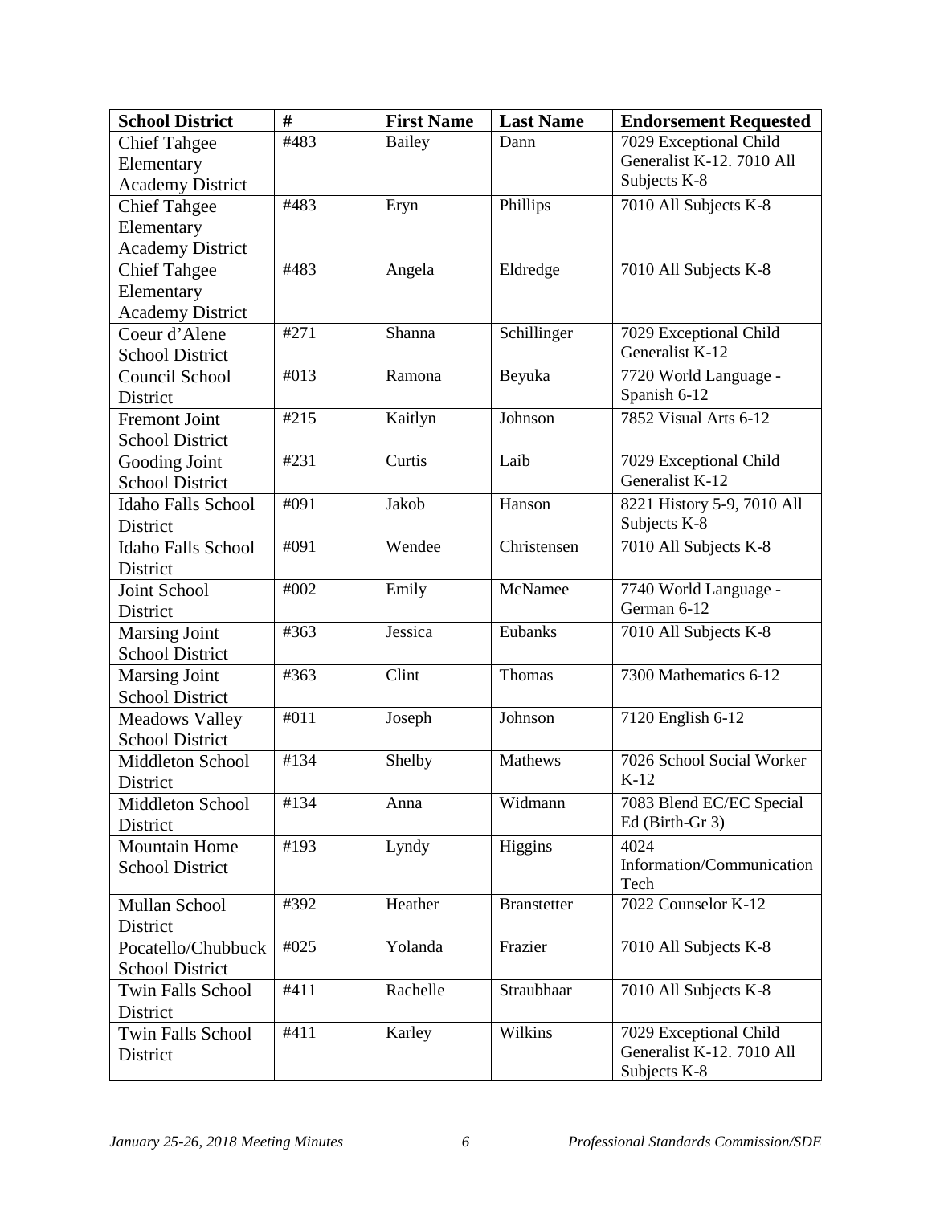| School District | # | First Name | Last Name | Endorsement Requested |
|---|---|---|---|---|
| Chief Tahgee Elementary Academy District | #483 | Bailey | Dann | 7029 Exceptional Child Generalist K-12. 7010 All Subjects K-8 |
| Chief Tahgee Elementary Academy District | #483 | Eryn | Phillips | 7010 All Subjects K-8 |
| Chief Tahgee Elementary Academy District | #483 | Angela | Eldredge | 7010 All Subjects K-8 |
| Coeur d'Alene School District | #271 | Shanna | Schillinger | 7029 Exceptional Child Generalist K-12 |
| Council School District | #013 | Ramona | Beyuka | 7720 World Language - Spanish 6-12 |
| Fremont Joint School District | #215 | Kaitlyn | Johnson | 7852 Visual Arts 6-12 |
| Gooding Joint School District | #231 | Curtis | Laib | 7029 Exceptional Child Generalist K-12 |
| Idaho Falls School District | #091 | Jakob | Hanson | 8221 History 5-9, 7010 All Subjects K-8 |
| Idaho Falls School District | #091 | Wendee | Christensen | 7010 All Subjects K-8 |
| Joint School District | #002 | Emily | McNamee | 7740 World Language - German 6-12 |
| Marsing Joint School District | #363 | Jessica | Eubanks | 7010 All Subjects K-8 |
| Marsing Joint School District | #363 | Clint | Thomas | 7300 Mathematics 6-12 |
| Meadows Valley School District | #011 | Joseph | Johnson | 7120 English 6-12 |
| Middleton School District | #134 | Shelby | Mathews | 7026 School Social Worker K-12 |
| Middleton School District | #134 | Anna | Widmann | 7083 Blend EC/EC Special Ed (Birth-Gr 3) |
| Mountain Home School District | #193 | Lyndy | Higgins | 4024 Information/Communication Tech |
| Mullan School District | #392 | Heather | Branstetter | 7022 Counselor K-12 |
| Pocatello/Chubbuck School District | #025 | Yolanda | Frazier | 7010 All Subjects K-8 |
| Twin Falls School District | #411 | Rachelle | Straubhaar | 7010 All Subjects K-8 |
| Twin Falls School District | #411 | Karley | Wilkins | 7029 Exceptional Child Generalist K-12. 7010 All Subjects K-8 |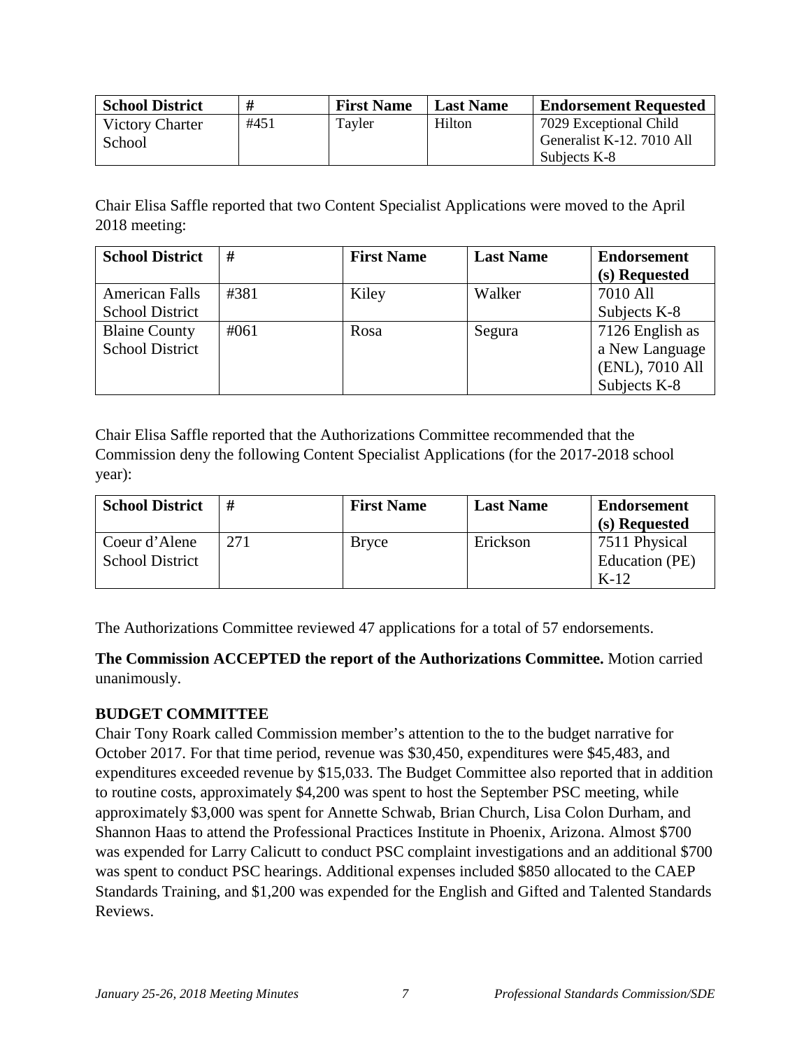| School District | # | First Name | Last Name | Endorsement Requested |
| --- | --- | --- | --- | --- |
| Victory Charter School | #451 | Tayler | Hilton | 7029 Exceptional Child Generalist K-12. 7010 All Subjects K-8 |

Chair Elisa Saffle reported that two Content Specialist Applications were moved to the April 2018 meeting:

| School District | # | First Name | Last Name | Endorsement (s) Requested |
| --- | --- | --- | --- | --- |
| American Falls School District | #381 | Kiley | Walker | 7010 All Subjects K-8 |
| Blaine County School District | #061 | Rosa | Segura | 7126 English as a New Language (ENL), 7010 All Subjects K-8 |

Chair Elisa Saffle reported that the Authorizations Committee recommended that the Commission deny the following Content Specialist Applications (for the 2017-2018 school year):

| School District | # | First Name | Last Name | Endorsement (s) Requested |
| --- | --- | --- | --- | --- |
| Coeur d'Alene School District | 271 | Bryce | Erickson | 7511 Physical Education (PE) K-12 |

The Authorizations Committee reviewed 47 applications for a total of 57 endorsements.

**The Commission ACCEPTED the report of the Authorizations Committee.** Motion carried unanimously.

**BUDGET COMMITTEE**

Chair Tony Roark called Commission member's attention to the to the budget narrative for October 2017. For that time period, revenue was $30,450, expenditures were $45,483, and expenditures exceeded revenue by $15,033. The Budget Committee also reported that in addition to routine costs, approximately $4,200 was spent to host the September PSC meeting, while approximately $3,000 was spent for Annette Schwab, Brian Church, Lisa Colon Durham, and Shannon Haas to attend the Professional Practices Institute in Phoenix, Arizona. Almost $700 was expended for Larry Calicutt to conduct PSC complaint investigations and an additional $700 was spent to conduct PSC hearings. Additional expenses included $850 allocated to the CAEP Standards Training, and $1,200 was expended for the English and Gifted and Talented Standards Reviews.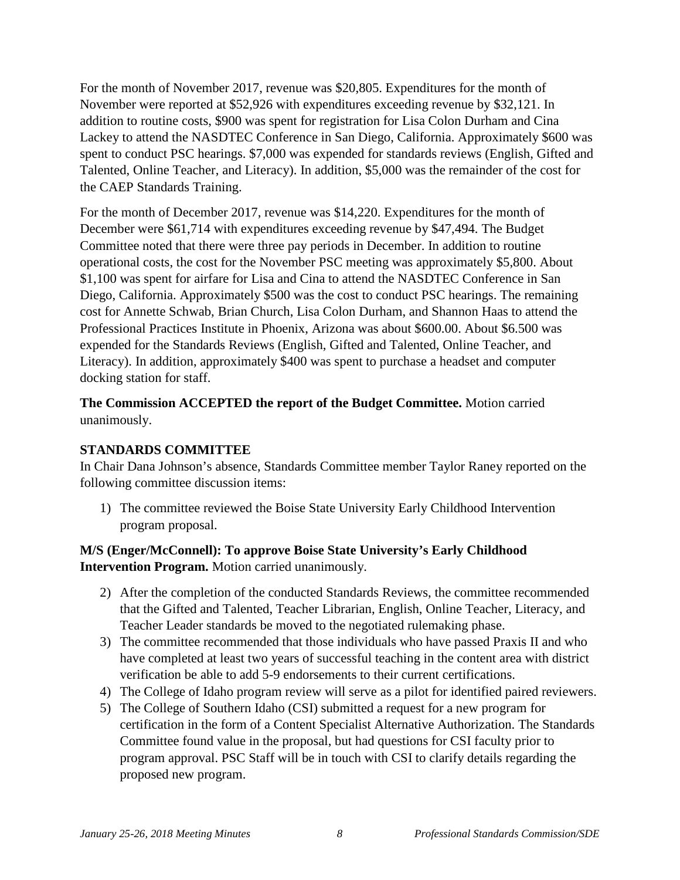For the month of November 2017, revenue was $20,805. Expenditures for the month of November were reported at $52,926 with expenditures exceeding revenue by $32,121. In addition to routine costs, $900 was spent for registration for Lisa Colon Durham and Cina Lackey to attend the NASDTEC Conference in San Diego, California. Approximately $600 was spent to conduct PSC hearings. $7,000 was expended for standards reviews (English, Gifted and Talented, Online Teacher, and Literacy). In addition, $5,000 was the remainder of the cost for the CAEP Standards Training.

For the month of December 2017, revenue was $14,220. Expenditures for the month of December were $61,714 with expenditures exceeding revenue by $47,494. The Budget Committee noted that there were three pay periods in December. In addition to routine operational costs, the cost for the November PSC meeting was approximately $5,800. About $1,100 was spent for airfare for Lisa and Cina to attend the NASDTEC Conference in San Diego, California. Approximately $500 was the cost to conduct PSC hearings. The remaining cost for Annette Schwab, Brian Church, Lisa Colon Durham, and Shannon Haas to attend the Professional Practices Institute in Phoenix, Arizona was about $600.00. About $6.500 was expended for the Standards Reviews (English, Gifted and Talented, Online Teacher, and Literacy). In addition, approximately $400 was spent to purchase a headset and computer docking station for staff.

**The Commission ACCEPTED the report of the Budget Committee.** Motion carried unanimously.

**STANDARDS COMMITTEE**

In Chair Dana Johnson's absence, Standards Committee member Taylor Raney reported on the following committee discussion items:

1) The committee reviewed the Boise State University Early Childhood Intervention program proposal.

**M/S (Enger/McConnell): To approve Boise State University's Early Childhood Intervention Program.** Motion carried unanimously.

2) After the completion of the conducted Standards Reviews, the committee recommended that the Gifted and Talented, Teacher Librarian, English, Online Teacher, Literacy, and Teacher Leader standards be moved to the negotiated rulemaking phase.
3) The committee recommended that those individuals who have passed Praxis II and who have completed at least two years of successful teaching in the content area with district verification be able to add 5-9 endorsements to their current certifications.
4) The College of Idaho program review will serve as a pilot for identified paired reviewers.
5) The College of Southern Idaho (CSI) submitted a request for a new program for certification in the form of a Content Specialist Alternative Authorization. The Standards Committee found value in the proposal, but had questions for CSI faculty prior to program approval. PSC Staff will be in touch with CSI to clarify details regarding the proposed new program.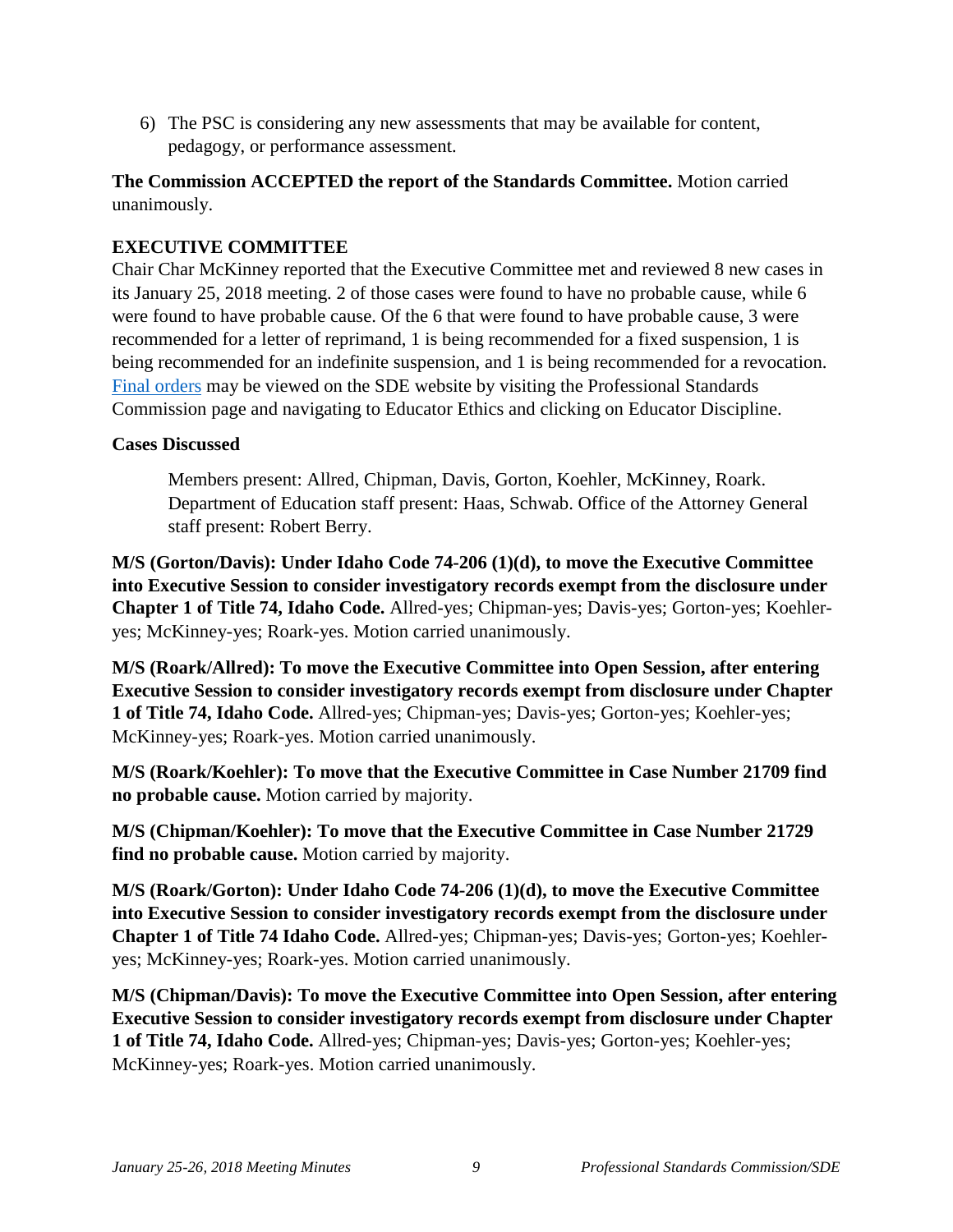6) The PSC is considering any new assessments that may be available for content, pedagogy, or performance assessment.

**The Commission ACCEPTED the report of the Standards Committee.** Motion carried unanimously.

**EXECUTIVE COMMITTEE**

Chair Char McKinney reported that the Executive Committee met and reviewed 8 new cases in its January 25, 2018 meeting. 2 of those cases were found to have no probable cause, while 6 were found to have probable cause. Of the 6 that were found to have probable cause, 3 were recommended for a letter of reprimand, 1 is being recommended for a fixed suspension, 1 is being recommended for an indefinite suspension, and 1 is being recommended for a revocation. Final orders may be viewed on the SDE website by visiting the Professional Standards Commission page and navigating to Educator Ethics and clicking on Educator Discipline.

**Cases Discussed**

> Members present: Allred, Chipman, Davis, Gorton, Koehler, McKinney, Roark. Department of Education staff present: Haas, Schwab. Office of the Attorney General staff present: Robert Berry.

**M/S (Gorton/Davis): Under Idaho Code 74-206 (1)(d), to move the Executive Committee into Executive Session to consider investigatory records exempt from the disclosure under Chapter 1 of Title 74, Idaho Code.** Allred-yes; Chipman-yes; Davis-yes; Gorton-yes; Koehler-yes; McKinney-yes; Roark-yes. Motion carried unanimously.

**M/S (Roark/Allred): To move the Executive Committee into Open Session, after entering Executive Session to consider investigatory records exempt from disclosure under Chapter 1 of Title 74, Idaho Code.** Allred-yes; Chipman-yes; Davis-yes; Gorton-yes; Koehler-yes; McKinney-yes; Roark-yes. Motion carried unanimously.

**M/S (Roark/Koehler): To move that the Executive Committee in Case Number 21709 find no probable cause.** Motion carried by majority.

**M/S (Chipman/Koehler): To move that the Executive Committee in Case Number 21729 find no probable cause.** Motion carried by majority.

**M/S (Roark/Gorton): Under Idaho Code 74-206 (1)(d), to move the Executive Committee into Executive Session to consider investigatory records exempt from the disclosure under Chapter 1 of Title 74 Idaho Code.** Allred-yes; Chipman-yes; Davis-yes; Gorton-yes; Koehler-yes; McKinney-yes; Roark-yes. Motion carried unanimously.

**M/S (Chipman/Davis): To move the Executive Committee into Open Session, after entering Executive Session to consider investigatory records exempt from disclosure under Chapter 1 of Title 74, Idaho Code.** Allred-yes; Chipman-yes; Davis-yes; Gorton-yes; Koehler-yes; McKinney-yes; Roark-yes. Motion carried unanimously.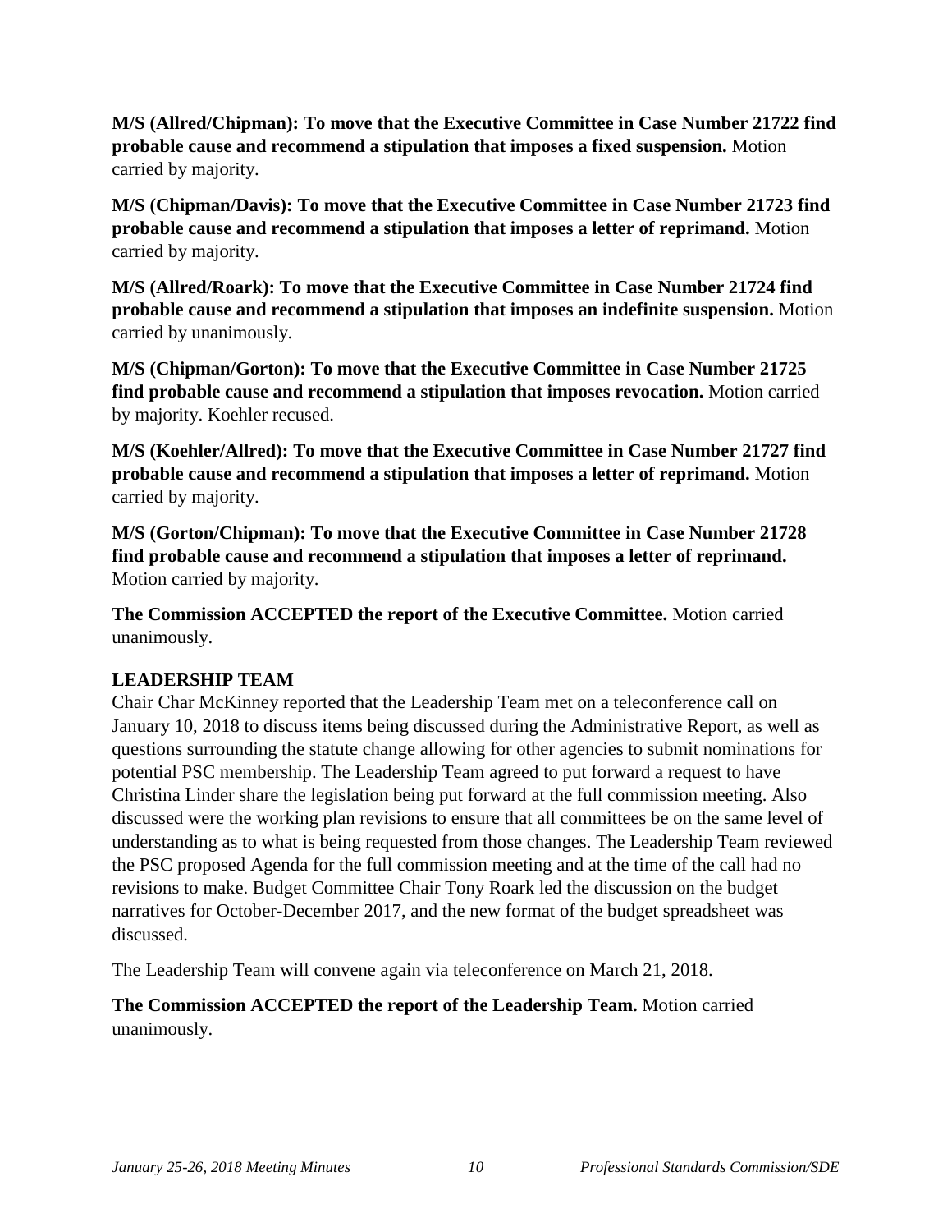**M/S (Allred/Chipman): To move that the Executive Committee in Case Number 21722 find probable cause and recommend a stipulation that imposes a fixed suspension.** Motion carried by majority.

**M/S (Chipman/Davis): To move that the Executive Committee in Case Number 21723 find probable cause and recommend a stipulation that imposes a letter of reprimand.** Motion carried by majority.

**M/S (Allred/Roark): To move that the Executive Committee in Case Number 21724 find probable cause and recommend a stipulation that imposes an indefinite suspension.** Motion carried by unanimously.

**M/S (Chipman/Gorton): To move that the Executive Committee in Case Number 21725 find probable cause and recommend a stipulation that imposes revocation.** Motion carried by majority. Koehler recused.

**M/S (Koehler/Allred): To move that the Executive Committee in Case Number 21727 find probable cause and recommend a stipulation that imposes a letter of reprimand.** Motion carried by majority.

**M/S (Gorton/Chipman): To move that the Executive Committee in Case Number 21728 find probable cause and recommend a stipulation that imposes a letter of reprimand.** Motion carried by majority.

**The Commission ACCEPTED the report of the Executive Committee.** Motion carried unanimously.

## LEADERSHIP TEAM

Chair Char McKinney reported that the Leadership Team met on a teleconference call on January 10, 2018 to discuss items being discussed during the Administrative Report, as well as questions surrounding the statute change allowing for other agencies to submit nominations for potential PSC membership. The Leadership Team agreed to put forward a request to have Christina Linder share the legislation being put forward at the full commission meeting. Also discussed were the working plan revisions to ensure that all committees be on the same level of understanding as to what is being requested from those changes. The Leadership Team reviewed the PSC proposed Agenda for the full commission meeting and at the time of the call had no revisions to make. Budget Committee Chair Tony Roark led the discussion on the budget narratives for October-December 2017, and the new format of the budget spreadsheet was discussed.

The Leadership Team will convene again via teleconference on March 21, 2018.

**The Commission ACCEPTED the report of the Leadership Team.** Motion carried unanimously.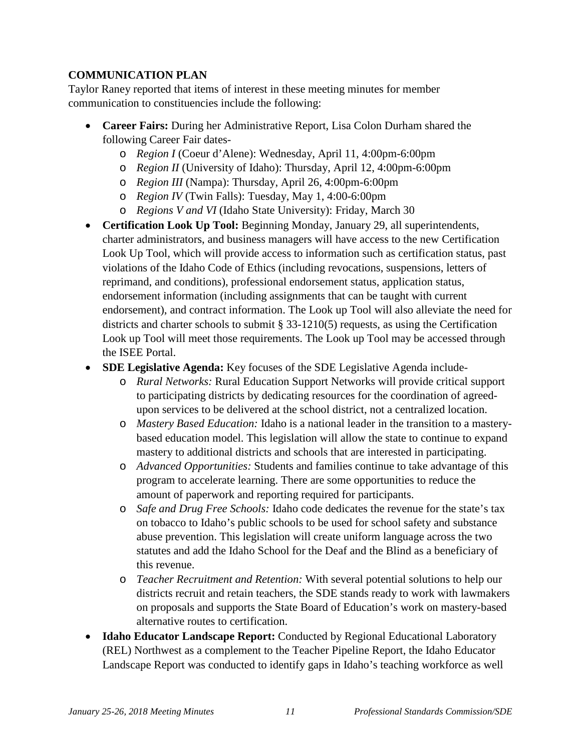**COMMUNICATION PLAN**

Taylor Raney reported that items of interest in these meeting minutes for member communication to constituencies include the following:

- **Career Fairs:** During her Administrative Report, Lisa Colon Durham shared the following Career Fair dates-
    - *Region I* (Coeur d'Alene): Wednesday, April 11, 4:00pm-6:00pm
    - *Region II* (University of Idaho): Thursday, April 12, 4:00pm-6:00pm
    - *Region III* (Nampa): Thursday, April 26, 4:00pm-6:00pm
    - *Region IV* (Twin Falls): Tuesday, May 1, 4:00-6:00pm
    - *Regions V and VI* (Idaho State University): Friday, March 30
- **Certification Look Up Tool:** Beginning Monday, January 29, all superintendents, charter administrators, and business managers will have access to the new Certification Look Up Tool, which will provide access to information such as certification status, past violations of the Idaho Code of Ethics (including revocations, suspensions, letters of reprimand, and conditions), professional endorsement status, application status, endorsement information (including assignments that can be taught with current endorsement), and contract information. The Look up Tool will also alleviate the need for districts and charter schools to submit § 33-1210(5) requests, as using the Certification Look up Tool will meet those requirements. The Look up Tool may be accessed through the ISEE Portal.
- **SDE Legislative Agenda:** Key focuses of the SDE Legislative Agenda include-
    - *Rural Networks:* Rural Education Support Networks will provide critical support to participating districts by dedicating resources for the coordination of agreed-upon services to be delivered at the school district, not a centralized location.
    - *Mastery Based Education:* Idaho is a national leader in the transition to a mastery-based education model. This legislation will allow the state to continue to expand mastery to additional districts and schools that are interested in participating.
    - *Advanced Opportunities:* Students and families continue to take advantage of this program to accelerate learning. There are some opportunities to reduce the amount of paperwork and reporting required for participants.
    - *Safe and Drug Free Schools:* Idaho code dedicates the revenue for the state's tax on tobacco to Idaho's public schools to be used for school safety and substance abuse prevention. This legislation will create uniform language across the two statutes and add the Idaho School for the Deaf and the Blind as a beneficiary of this revenue.
    - *Teacher Recruitment and Retention:* With several potential solutions to help our districts recruit and retain teachers, the SDE stands ready to work with lawmakers on proposals and supports the State Board of Education's work on mastery-based alternative routes to certification.
- **Idaho Educator Landscape Report:** Conducted by Regional Educational Laboratory (REL) Northwest as a complement to the Teacher Pipeline Report, the Idaho Educator Landscape Report was conducted to identify gaps in Idaho's teaching workforce as well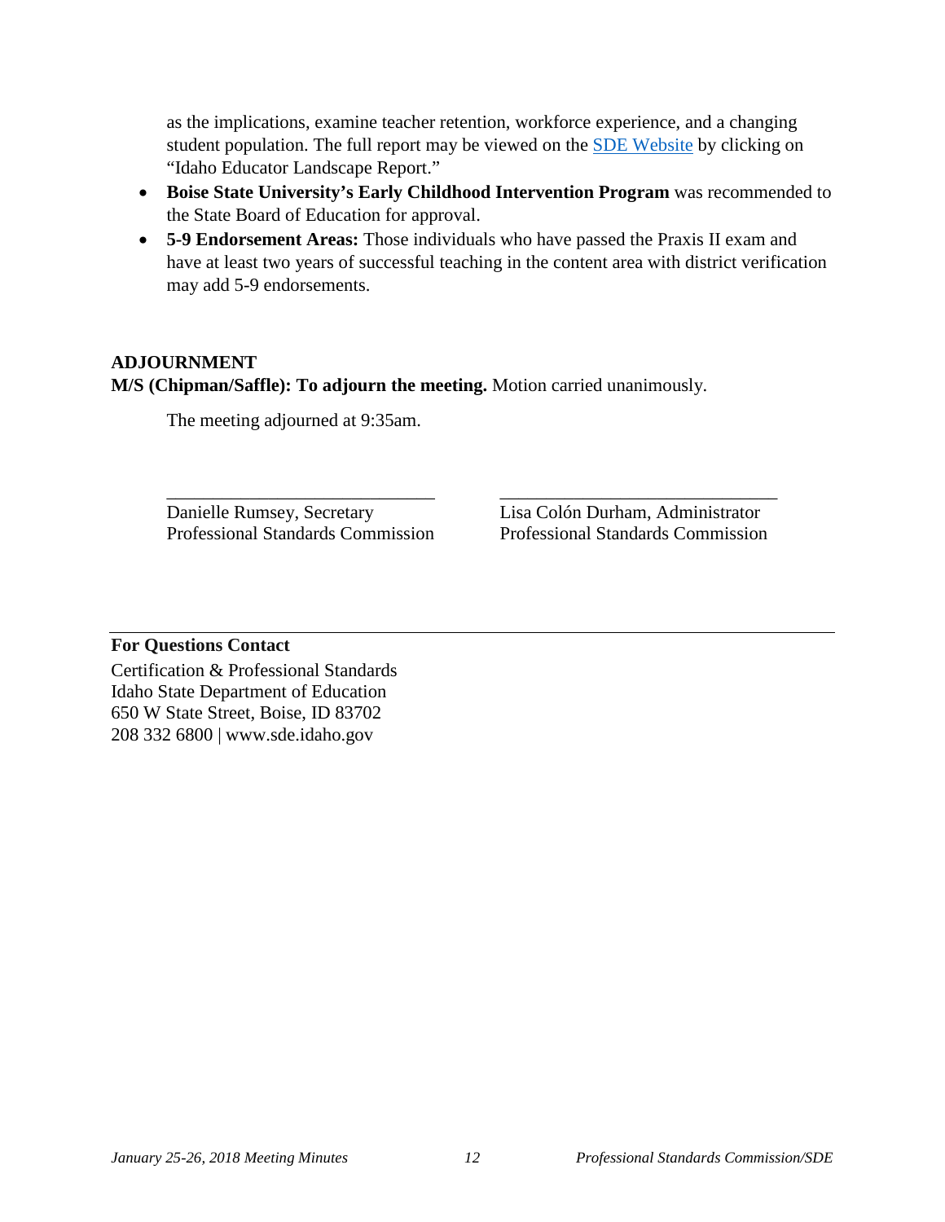as the implications, examine teacher retention, workforce experience, and a changing student population. The full report may be viewed on the SDE Website by clicking on "Idaho Educator Landscape Report."

- **Boise State University's Early Childhood Intervention Program** was recommended to the State Board of Education for approval.
- **5-9 Endorsement Areas:** Those individuals who have passed the Praxis II exam and have at least two years of successful teaching in the content area with district verification may add 5-9 endorsements.

**ADJOURNMENT**

**M/S (Chipman/Saffle): To adjourn the meeting.** Motion carried unanimously.

The meeting adjourned at 9:35am.

_____________________________
Danielle Rumsey, Secretary
Professional Standards Commission

_____________________________
Lisa Colón Durham, Administrator
Professional Standards Commission

---

**For Questions Contact**

Certification & Professional Standards
Idaho State Department of Education
650 W State Street, Boise, ID 83702
208 332 6800 | www.sde.idaho.gov